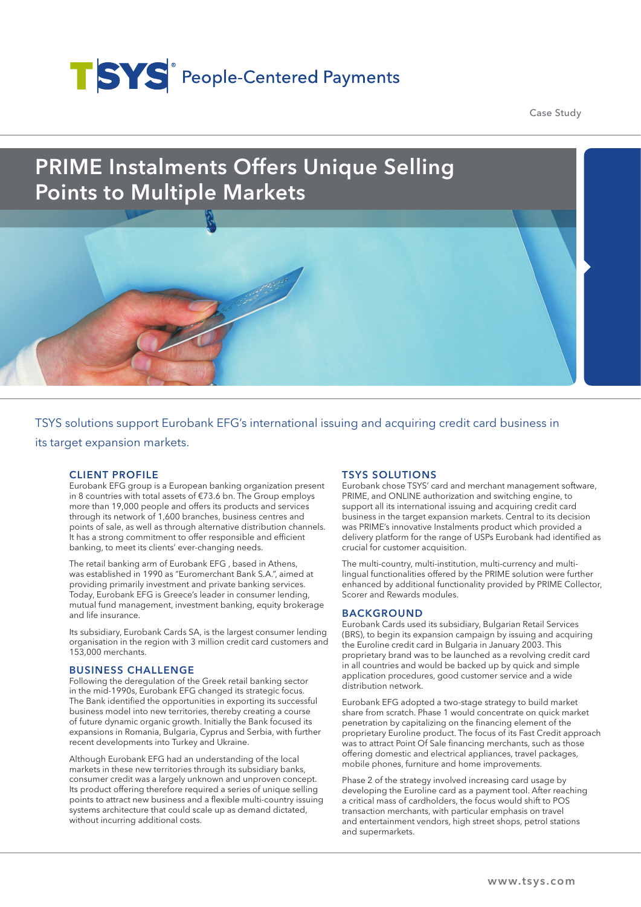TSYS® People-Centered Payments

Case Study

# PRIME Instalments Offers Unique Selling Points to Multiple Markets

TSYS solutions support Eurobank EFG's international issuing and acquiring credit card business in its target expansion markets.

## CLIENT PROFILE

Eurobank EFG group is a European banking organization present in 8 countries with total assets of €73.6 bn. The Group employs more than 19,000 people and offers its products and services through its network of 1,600 branches, business centres and points of sale, as well as through alternative distribution channels. It has a strong commitment to offer responsible and efficient banking, to meet its clients' ever-changing needs.

The retail banking arm of Eurobank EFG , based in Athens, was established in 1990 as "Euromerchant Bank S.A.", aimed at providing primarily investment and private banking services. Today, Eurobank EFG is Greece's leader in consumer lending, mutual fund management, investment banking, equity brokerage and life insurance.

Its subsidiary, Eurobank Cards SA, is the largest consumer lending organisation in the region with 3 million credit card customers and 153,000 merchants.

## BUSINESS CHALLENGE

Following the deregulation of the Greek retail banking sector in the mid-1990s, Eurobank EFG changed its strategic focus. The Bank identified the opportunities in exporting its successful business model into new territories, thereby creating a course of future dynamic organic growth. Initially the Bank focused its expansions in Romania, Bulgaria, Cyprus and Serbia, with further recent developments into Turkey and Ukraine.

Although Eurobank EFG had an understanding of the local markets in these new territories through its subsidiary banks, consumer credit was a largely unknown and unproven concept. Its product offering therefore required a series of unique selling points to attract new business and a flexible multi-country issuing systems architecture that could scale up as demand dictated, without incurring additional costs.

## TSYS SOLUTIONS

Eurobank chose TSYS' card and merchant management software, PRIME, and ONLINE authorization and switching engine, to support all its international issuing and acquiring credit card business in the target expansion markets. Central to its decision was PRIME's innovative Instalments product which provided a delivery platform for the range of USPs Eurobank had identified as crucial for customer acquisition.

The multi-country, multi-institution, multi-currency and multi-lingual functionalities offered by the PRIME solution were further enhanced by additional functionality provided by PRIME Collector, Scorer and Rewards modules.

## BACKGROUND

Eurobank Cards used its subsidiary, Bulgarian Retail Services (BRS), to begin its expansion campaign by issuing and acquiring the Euroline credit card in Bulgaria in January 2003. This proprietary brand was to be launched as a revolving credit card in all countries and would be backed up by quick and simple application procedures, good customer service and a wide distribution network.

Eurobank EFG adopted a two-stage strategy to build market share from scratch. Phase 1 would concentrate on quick market penetration by capitalizing on the financing element of the proprietary Euroline product. The focus of its Fast Credit approach was to attract Point Of Sale financing merchants, such as those offering domestic and electrical appliances, travel packages, mobile phones, furniture and home improvements.

Phase 2 of the strategy involved increasing card usage by developing the Euroline card as a payment tool. After reaching a critical mass of cardholders, the focus would shift to POS transaction merchants, with particular emphasis on travel and entertainment vendors, high street shops, petrol stations and supermarkets.

www.tsys.com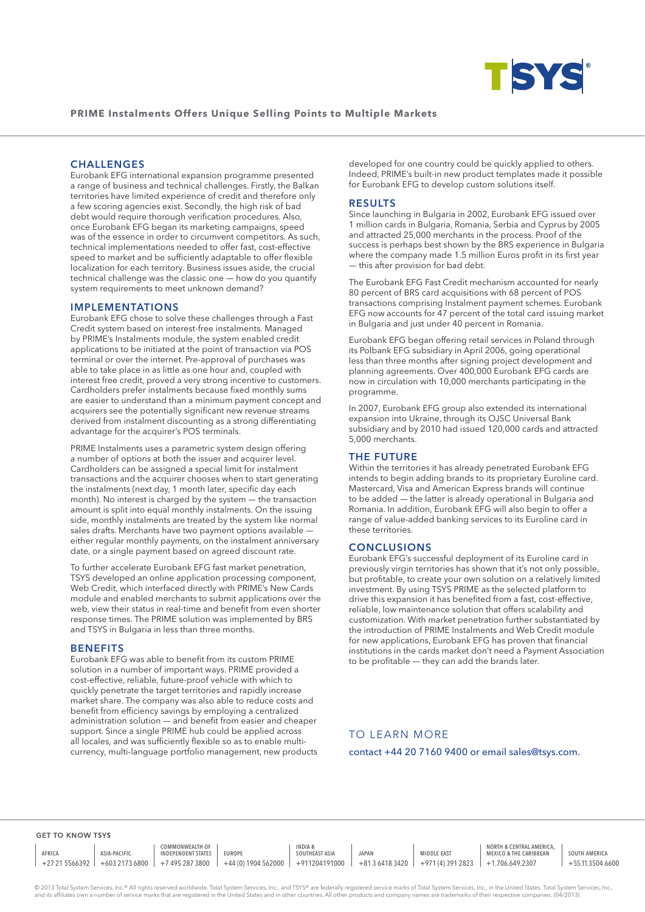**PRIME Instalments Offers Unique Selling Points to Multiple Markets**

## CHALLENGES

Eurobank EFG international expansion programme presented a range of business and technical challenges. Firstly, the Balkan territories have limited experience of credit and therefore only a few scoring agencies exist. Secondly, the high risk of bad debt would require thorough verification procedures. Also, once Eurobank EFG began its marketing campaigns, speed was of the essence in order to circumvent competitors. As such, technical implementations needed to offer fast, cost-effective speed to market and be sufficiently adaptable to offer flexible localization for each territory. Business issues aside, the crucial technical challenge was the classic one — how do you quantify system requirements to meet unknown demand?

## IMPLEMENTATIONS

Eurobank EFG chose to solve these challenges through a Fast Credit system based on interest-free instalments. Managed by PRIME's Instalments module, the system enabled credit applications to be initiated at the point of transaction via POS terminal or over the internet. Pre-approval of purchases was able to take place in as little as one hour and, coupled with interest free credit, proved a very strong incentive to customers. Cardholders prefer instalments because fixed monthly sums are easier to understand than a minimum payment concept and acquirers see the potentially significant new revenue streams derived from instalment discounting as a strong differentiating advantage for the acquirer's POS terminals.

PRIME Instalments uses a parametric system design offering a number of options at both the issuer and acquirer level. Cardholders can be assigned a special limit for instalment transactions and the acquirer chooses when to start generating the instalments (next day, 1 month later, specific day each month). No interest is charged by the system — the transaction amount is split into equal monthly instalments. On the issuing side, monthly instalments are treated by the system like normal sales drafts. Merchants have two payment options available — either regular monthly payments, on the instalment anniversary date, or a single payment based on agreed discount rate.

To further accelerate Eurobank EFG fast market penetration, TSYS developed an online application processing component, Web Credit, which interfaced directly with PRIME's New Cards module and enabled merchants to submit applications over the web, view their status in real-time and benefit from even shorter response times. The PRIME solution was implemented by BRS and TSYS in Bulgaria in less than three months.

## BENEFITS

Eurobank EFG was able to benefit from its custom PRIME solution in a number of important ways. PRIME provided a cost-effective, reliable, future-proof vehicle with which to quickly penetrate the target territories and rapidly increase market share. The company was also able to reduce costs and benefit from efficiency savings by employing a centralized administration solution — and benefit from easier and cheaper support. Since a single PRIME hub could be applied across all locales, and was sufficiently flexible so as to enable multi-currency, multi-language portfolio management, new products developed for one country could be quickly applied to others. Indeed, PRIME's built-in new product templates made it possible for Eurobank EFG to develop custom solutions itself.

## RESULTS

Since launching in Bulgaria in 2002, Eurobank EFG issued over 1 million cards in Bulgaria, Romania, Serbia and Cyprus by 2005 and attracted 25,000 merchants in the process. Proof of the success is perhaps best shown by the BRS experience in Bulgaria where the company made 1.5 million Euros profit in its first year — this after provision for bad debt.

The Eurobank EFG Fast Credit mechanism accounted for nearly 80 percent of BRS card acquisitions with 68 percent of POS transactions comprising Instalment payment schemes. Eurobank EFG now accounts for 47 percent of the total card issuing market in Bulgaria and just under 40 percent in Romania.

Eurobank EFG began offering retail services in Poland through its Polbank EFG subsidiary in April 2006, going operational less than three months after signing project development and planning agreements. Over 400,000 Eurobank EFG cards are now in circulation with 10,000 merchants participating in the programme.

In 2007, Eurobank EFG group also extended its international expansion into Ukraine, through its OJSC Universal Bank subsidiary and by 2010 had issued 120,000 cards and attracted 5,000 merchants.

## THE FUTURE

Within the territories it has already penetrated Eurobank EFG intends to begin adding brands to its proprietary Euroline card. Mastercard, Visa and American Express brands will continue to be added — the latter is already operational in Bulgaria and Romania. In addition, Eurobank EFG will also begin to offer a range of value-added banking services to its Euroline card in these territories.

## CONCLUSIONS

Eurobank EFG's successful deployment of its Euroline card in previously virgin territories has shown that it's not only possible, but profitable, to create your own solution on a relatively limited investment. By using TSYS PRIME as the selected platform to drive this expansion it has benefited from a fast, cost-effective, reliable, low maintenance solution that offers scalability and customization. With market penetration further substantiated by the introduction of PRIME Instalments and Web Credit module for new applications, Eurobank EFG has proven that financial institutions in the cards market don't need a Payment Association to be profitable — they can add the brands later.

## TO LEARN MORE

contact +44 20 7160 9400 or email sales@tsys.com.

**GET TO KNOW TSYS**

| AFRICA | ASIA-PACIFIC | COMMONWEALTH OF INDEPENDENT STATES | EUROPE | INDIA & SOUTHEAST ASIA | JAPAN | MIDDLE EAST | NORTH & CENTRAL AMERICA, MEXICO & THE CARIBBEAN | SOUTH AMERICA |
|---|---|---|---|---|---|---|---|---|
| +27 21 5566392 | +603 2173 6800 | +7 495 287 3800 | +44 (0) 1904 562000 | +911204191000 | +81 3 6418 3420 | +971 (4) 391 2823 | +1.706.649.2307 | +55.11.3504 6600 |

© 2013 Total System Services, Inc.® All rights reserved worldwide. Total System Services, Inc., and TSYS® are federally registered service marks of Total System Services, Inc., in the United States. Total System Services, Inc., and its affiliates own a number of service marks that are registered in the United States and in other countries. All other products and company names are trademarks of their respective companies. (04/2013)